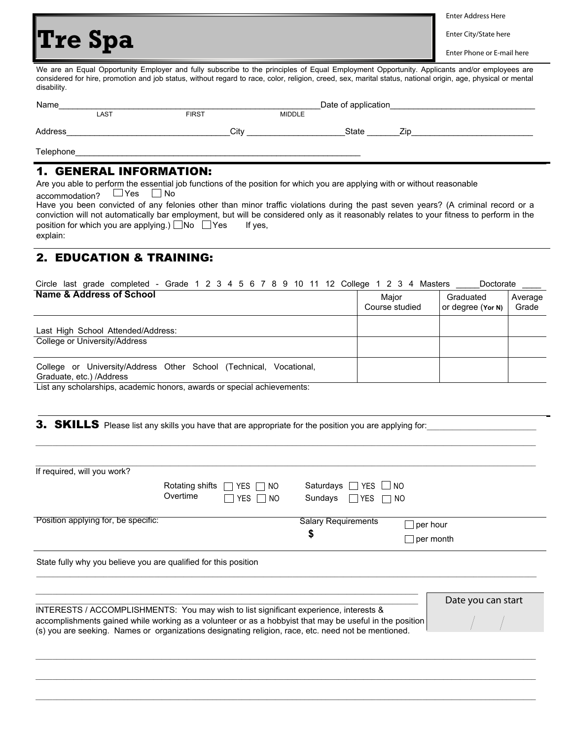# Tre Spa

Enter Address Here

Enter City/State here

Enter Phone or E-mail here

We are an Equal Opportunity Employer and fully subscribe to the principles of Equal Employment Opportunity. Applicants and/or employees are considered for hire, promotion and job status, without regard to race, color, religion, creed, sex, marital status, national origin, age, physical or mental disability.

Name_______________________________________________________Date of application_______________________________

LAST FIRST MIDDLE

Address__________________________________City ____________________State _______Zip__________________________

Telephone_____________________________________________________________

## 1. GENERAL INFORMATION:

Are you able to perform the essential job functions of the position for which you are applying with or without reasonable accommodation? ☐ Yes ☐ No

Have you been convicted of any felonies other than minor traffic violations during the past seven years? (A criminal record or a conviction will not automatically bar employment, but will be considered only as it reasonably relates to your fitness to perform in the position for which you are applying.) ☐ No ☐ Yes If yes, explain:

## 2. EDUCATION & TRAINING:

Circle last grade completed - Grade 1 2 3 4 5 6 7 8 9 10 11 12 College 1 2 3 4 Masters _____Doctorate ____

| Name & Address of School | Major Course studied | Graduated or degree (Y or N) | Average Grade |
|---|---|---|---|
| Last High School Attended/Address: | | | |
| College or University/Address | | | |
| College or University/Address Other School (Technical, Vocational, Graduate, etc.) /Address | | | |

List any scholarships, academic honors, awards or special achievements:

## 3. SKILLS

Please list any skills you have that are appropriate for the position you are applying for:_______________________

If required, will you work?

Rotating shifts ☐ YES ☐ NO Saturdays ☐ YES ☐ NO

Overtime ☐ YES ☐ NO Sundays ☐ YES ☐ NO

Position applying for, be specific:

Salary Requirements $ ☐ per hour ☐ per month

State fully why you believe you are qualified for this position

Date you can start / /

INTERESTS / ACCOMPLISHMENTS: You may wish to list significant experience, interests & accomplishments gained while working as a volunteer or as a hobbyist that may be useful in the position (s) you are seeking. Names or organizations designating religion, race, etc. need not be mentioned.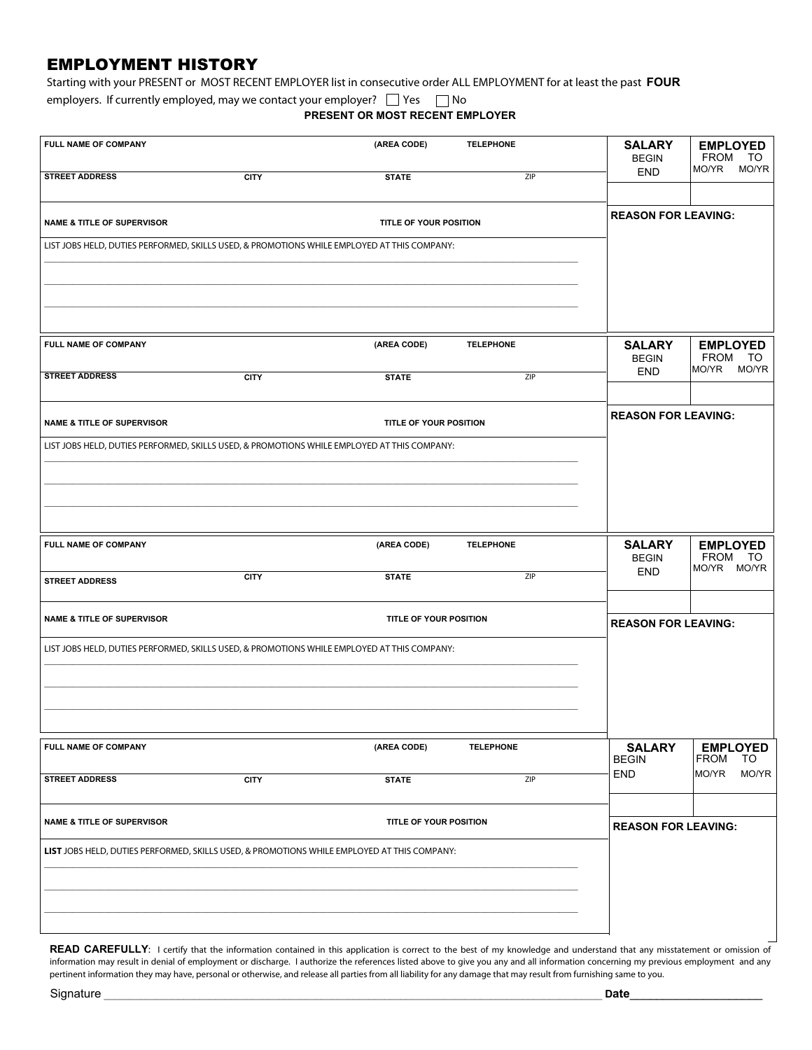# EMPLOYMENT HISTORY

Starting with your PRESENT or MOST RECENT EMPLOYER list in consecutive order ALL EMPLOYMENT for at least the past **FOUR** employers. If currently employed, may we contact your employer? ☐ Yes ☐ No

**PRESENT OR MOST RECENT EMPLOYER**

| | | | | | |
|---|---|---|---|---|---|
| **FULL NAME OF COMPANY** | | **(AREA CODE)** | **TELEPHONE** | **SALARY** BEGIN END | **EMPLOYED** FROM TO MO/YR MO/YR |
| **STREET ADDRESS** | **CITY** | **STATE** | ZIP | | |
| **NAME & TITLE OF SUPERVISOR** | | **TITLE OF YOUR POSITION** | | **REASON FOR LEAVING:** | |
| LIST JOBS HELD, DUTIES PERFORMED, SKILLS USED, & PROMOTIONS WHILE EMPLOYED AT THIS COMPANY: | | | | | |

| | | | | | |
|---|---|---|---|---|---|
| **FULL NAME OF COMPANY** | | **(AREA CODE)** | **TELEPHONE** | **SALARY** BEGIN END | **EMPLOYED** FROM TO MO/YR MO/YR |
| **STREET ADDRESS** | **CITY** | **STATE** | ZIP | | |
| **NAME & TITLE OF SUPERVISOR** | | **TITLE OF YOUR POSITION** | | **REASON FOR LEAVING:** | |
| LIST JOBS HELD, DUTIES PERFORMED, SKILLS USED, & PROMOTIONS WHILE EMPLOYED AT THIS COMPANY: | | | | | |

| | | | | | |
|---|---|---|---|---|---|
| **FULL NAME OF COMPANY** | | **(AREA CODE)** | **TELEPHONE** | **SALARY** BEGIN END | **EMPLOYED** FROM TO MO/YR MO/YR |
| **STREET ADDRESS** | **CITY** | **STATE** | ZIP | | |
| **NAME & TITLE OF SUPERVISOR** | | **TITLE OF YOUR POSITION** | | **REASON FOR LEAVING:** | |
| LIST JOBS HELD, DUTIES PERFORMED, SKILLS USED, & PROMOTIONS WHILE EMPLOYED AT THIS COMPANY: | | | | | |

| | | | | | |
|---|---|---|---|---|---|
| **FULL NAME OF COMPANY** | | **(AREA CODE)** | **TELEPHONE** | **SALARY** BEGIN END | **EMPLOYED** FROM TO MO/YR MO/YR |
| **STREET ADDRESS** | **CITY** | **STATE** | ZIP | | |
| **NAME & TITLE OF SUPERVISOR** | | **TITLE OF YOUR POSITION** | | **REASON FOR LEAVING:** | |
| **LIST** JOBS HELD, DUTIES PERFORMED, SKILLS USED, & PROMOTIONS WHILE EMPLOYED AT THIS COMPANY: | | | | | |

**READ CAREFULLY**: I certify that the information contained in this application is correct to the best of my knowledge and understand that any misstatement or omission of information may result in denial of employment or discharge. I authorize the references listed above to give you any and all information concerning my previous employment and any pertinent information they may have, personal or otherwise, and release all parties from all liability for any damage that may result from furnishing same to you.

Signature ______________________________ **Date**____________________